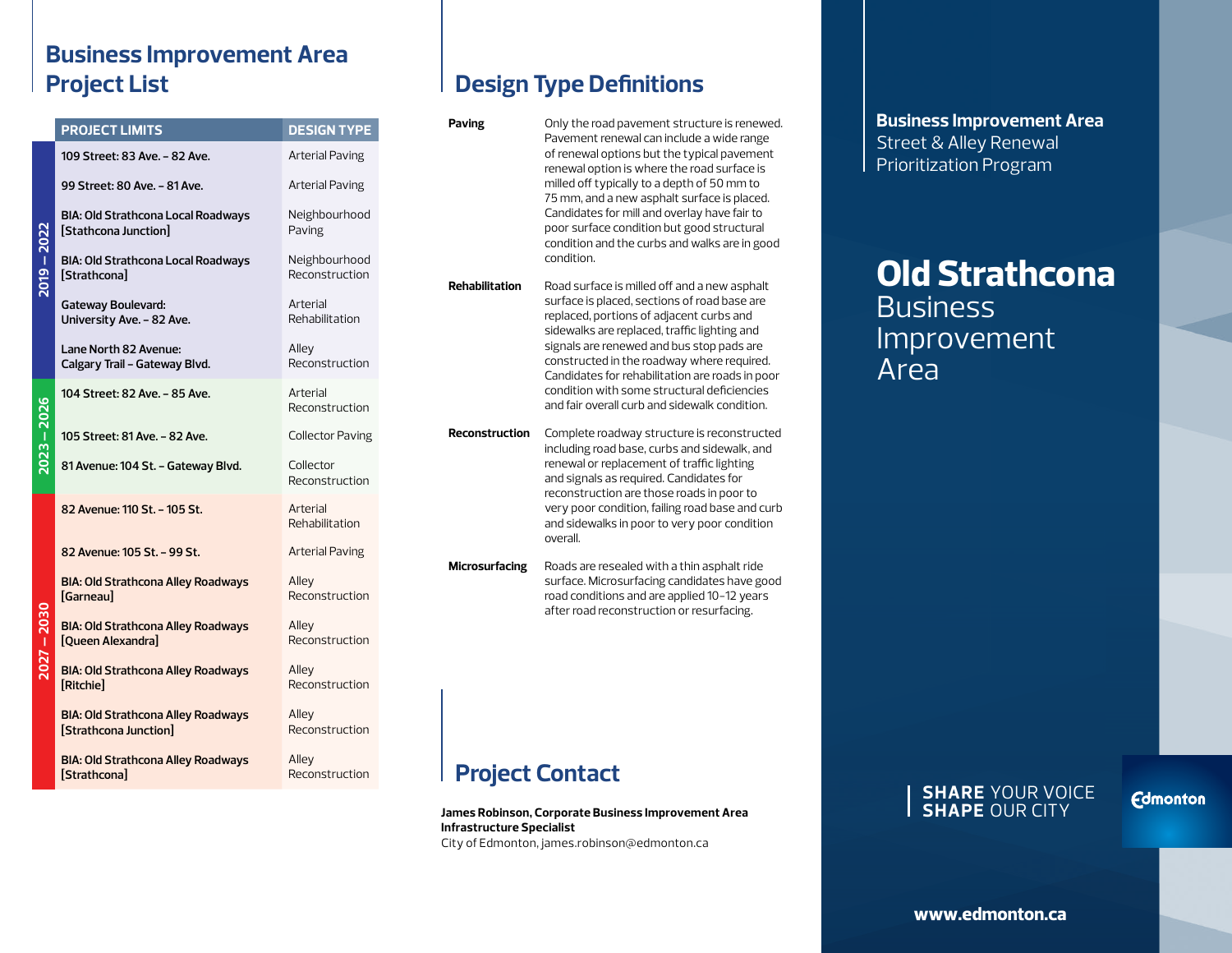## Business Improvement Area Project List

| | PROJECT LIMITS | DESIGN TYPE |
|---|---|---|
| 2019 – 2022 | 109 Street: 83 Ave. – 82 Ave. | Arterial Paving |
| | 99 Street: 80 Ave. – 81 Ave. | Arterial Paving |
| | BIA: Old Strathcona Local Roadways [Stathcona Junction] | Neighbourhood Paving |
| | BIA: Old Strathcona Local Roadways [Strathcona] | Neighbourhood Reconstruction |
| | Gateway Boulevard: University Ave. – 82 Ave. | Arterial Rehabilitation |
| | Lane North 82 Avenue: Calgary Trail – Gateway Blvd. | Alley Reconstruction |
| 2023 – 2026 | 104 Street: 82 Ave. – 85 Ave. | Arterial Reconstruction |
| | 105 Street: 81 Ave. – 82 Ave. | Collector Paving |
| | 81 Avenue: 104 St. – Gateway Blvd. | Collector Reconstruction |
| 2027 – 2030 | 82 Avenue: 110 St. – 105 St. | Arterial Rehabilitation |
| | 82 Avenue: 105 St. – 99 St. | Arterial Paving |
| | BIA: Old Strathcona Alley Roadways [Garneau] | Alley Reconstruction |
| | BIA: Old Strathcona Alley Roadways [Queen Alexandra] | Alley Reconstruction |
| | BIA: Old Strathcona Alley Roadways [Ritchie] | Alley Reconstruction |
| | BIA: Old Strathcona Alley Roadways [Strathcona Junction] | Alley Reconstruction |
| | BIA: Old Strathcona Alley Roadways [Strathcona] | Alley Reconstruction |

## Design Type Definitions

**Paving** Only the road pavement structure is renewed. Pavement renewal can include a wide range of renewal options but the typical pavement renewal option is where the road surface is milled off typically to a depth of 50 mm to 75 mm, and a new asphalt surface is placed. Candidates for mill and overlay have fair to poor surface condition but good structural condition and the curbs and walks are in good condition.

**Rehabilitation** Road surface is milled off and a new asphalt surface is placed, sections of road base are replaced, portions of adjacent curbs and sidewalks are replaced, traffic lighting and signals are renewed and bus stop pads are constructed in the roadway where required. Candidates for rehabilitation are roads in poor condition with some structural deficiencies and fair overall curb and sidewalk condition.

**Reconstruction** Complete roadway structure is reconstructed including road base, curbs and sidewalk, and renewal or replacement of traffic lighting and signals as required. Candidates for reconstruction are those roads in poor to very poor condition, failing road base and curb and sidewalks in poor to very poor condition overall.

**Microsurfacing** Roads are resealed with a thin asphalt ride surface. Microsurfacing candidates have good road conditions and are applied 10–12 years after road reconstruction or resurfacing.

## Project Contact

**James Robinson, Corporate Business Improvement Area Infrastructure Specialist**
City of Edmonton, james.robinson@edmonton.ca

**Business Improvement Area**
Street & Alley Renewal Prioritization Program

# Old Strathcona Business Improvement Area

**SHARE** YOUR VOICE
**SHAPE** OUR CITY

Edmonton

**www.edmonton.ca**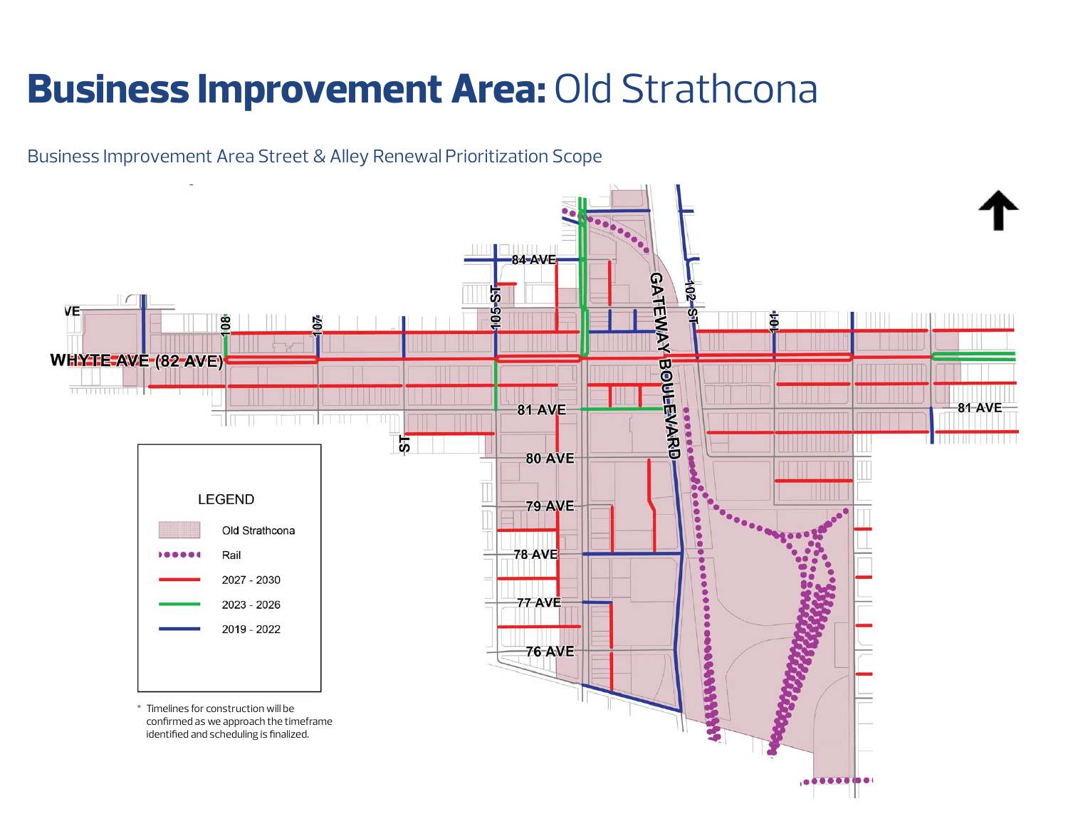# Business Improvement Area: Old Strathcona

Business Improvement Area Street & Alley Renewal Prioritization Scope

WHYTE AVE (82 AVE)

84 AVE

81 AVE

80 AVE

79 AVE

78 AVE

77 AVE

76 AVE

108

107

105 ST

GATEWAY BOULEVARD

102 ST

101

ST

VE

LEGEND

Old Strathcona

Rail

2027 - 2030

2023 - 2026

2019 - 2022

\* Timelines for construction will be confirmed as we approach the timeframe identified and scheduling is finalized.